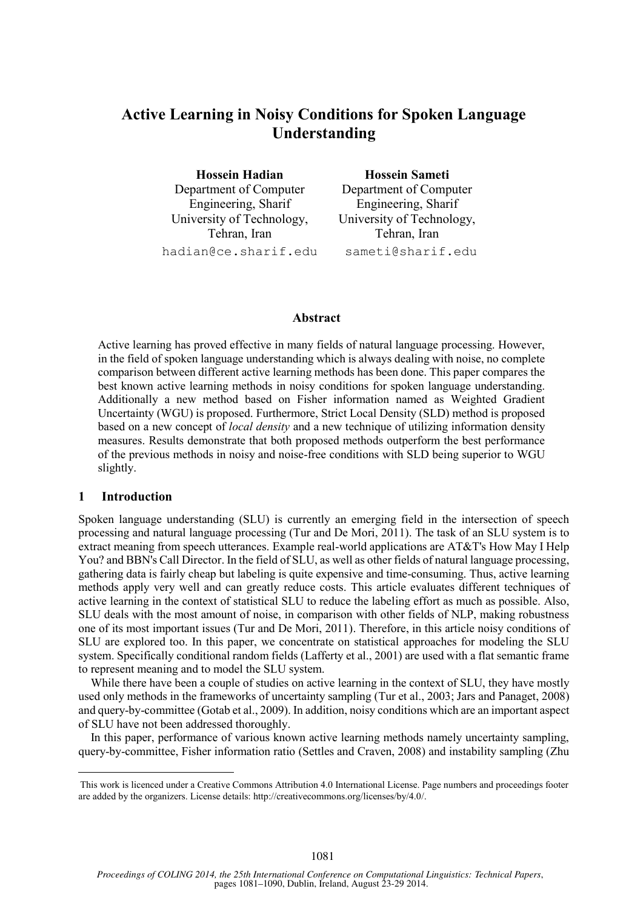# Active Learning in Noisy Conditions for Spoken Language Understanding

**Hossein Hadian**
Department of Computer Engineering, Sharif University of Technology, Tehran, Iran
hadian@ce.sharif.edu

**Hossein Sameti**
Department of Computer Engineering, Sharif University of Technology, Tehran, Iran
sameti@sharif.edu

## Abstract

Active learning has proved effective in many fields of natural language processing. However, in the field of spoken language understanding which is always dealing with noise, no complete comparison between different active learning methods has been done. This paper compares the best known active learning methods in noisy conditions for spoken language understanding. Additionally a new method based on Fisher information named as Weighted Gradient Uncertainty (WGU) is proposed. Furthermore, Strict Local Density (SLD) method is proposed based on a new concept of *local density* and a new technique of utilizing information density measures. Results demonstrate that both proposed methods outperform the best performance of the previous methods in noisy and noise-free conditions with SLD being superior to WGU slightly.

## 1 Introduction

Spoken language understanding (SLU) is currently an emerging field in the intersection of speech processing and natural language processing (Tur and De Mori, 2011). The task of an SLU system is to extract meaning from speech utterances. Example real-world applications are AT&T's How May I Help You? and BBN's Call Director. In the field of SLU, as well as other fields of natural language processing, gathering data is fairly cheap but labeling is quite expensive and time-consuming. Thus, active learning methods apply very well and can greatly reduce costs. This article evaluates different techniques of active learning in the context of statistical SLU to reduce the labeling effort as much as possible. Also, SLU deals with the most amount of noise, in comparison with other fields of NLP, making robustness one of its most important issues (Tur and De Mori, 2011). Therefore, in this article noisy conditions of SLU are explored too. In this paper, we concentrate on statistical approaches for modeling the SLU system. Specifically conditional random fields (Lafferty et al., 2001) are used with a flat semantic frame to represent meaning and to model the SLU system.

While there have been a couple of studies on active learning in the context of SLU, they have mostly used only methods in the frameworks of uncertainty sampling (Tur et al., 2003; Jars and Panaget, 2008) and query-by-committee (Gotab et al., 2009). In addition, noisy conditions which are an important aspect of SLU have not been addressed thoroughly.

In this paper, performance of various known active learning methods namely uncertainty sampling, query-by-committee, Fisher information ratio (Settles and Craven, 2008) and instability sampling (Zhu

This work is licenced under a Creative Commons Attribution 4.0 International License. Page numbers and proceedings footer are added by the organizers. License details: http://creativecommons.org/licenses/by/4.0/.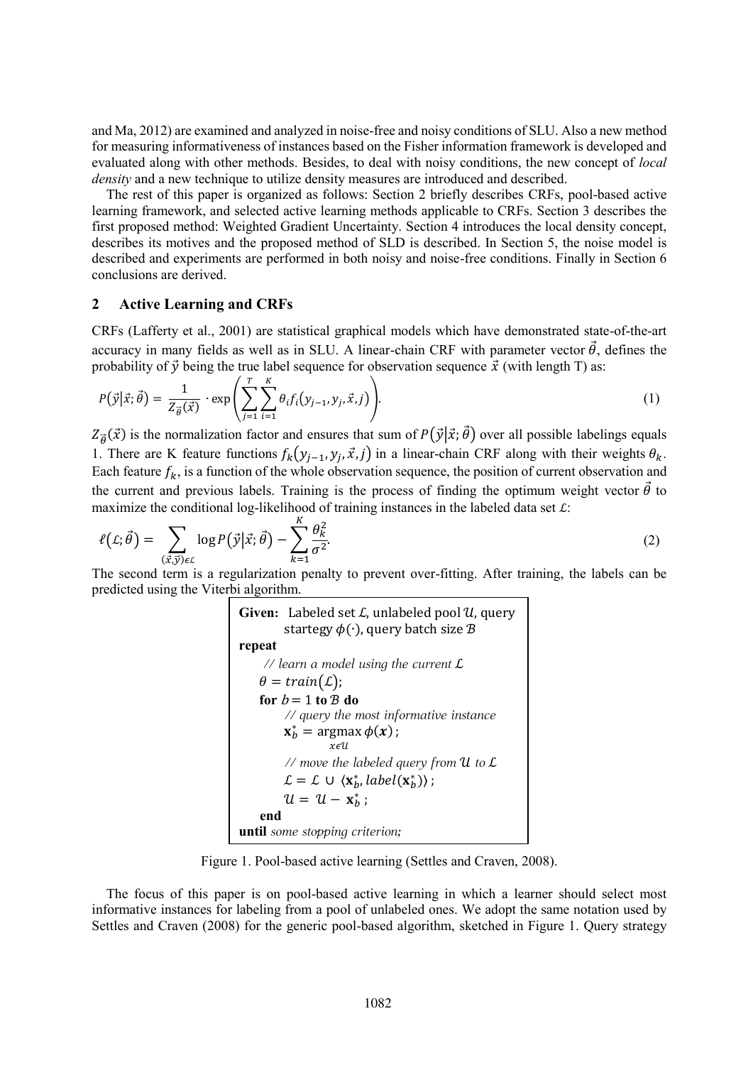and Ma, 2012) are examined and analyzed in noise-free and noisy conditions of SLU. Also a new method for measuring informativeness of instances based on the Fisher information framework is developed and evaluated along with other methods. Besides, to deal with noisy conditions, the new concept of *local density* and a new technique to utilize density measures are introduced and described.

The rest of this paper is organized as follows: Section 2 briefly describes CRFs, pool-based active learning framework, and selected active learning methods applicable to CRFs. Section 3 describes the first proposed method: Weighted Gradient Uncertainty. Section 4 introduces the local density concept, describes its motives and the proposed method of SLD is described. In Section 5, the noise model is described and experiments are performed in both noisy and noise-free conditions. Finally in Section 6 conclusions are derived.

## 2 Active Learning and CRFs

CRFs (Lafferty et al., 2001) are statistical graphical models which have demonstrated state-of-the-art accuracy in many fields as well as in SLU. A linear-chain CRF with parameter vector $\vec{\theta}$, defines the probability of $\vec{y}$ being the true label sequence for observation sequence $\vec{x}$ (with length T) as:

$$P(\vec{y}|\vec{x};\vec{\theta}) = \frac{1}{Z_{\vec{\theta}}(\vec{x})} \cdot \exp\left(\sum_{j=1}^{T}\sum_{i=1}^{K}\theta_i f_i(y_{j-1}, y_j, \vec{x}, j)\right). \tag{1}$$

$Z_{\vec{\theta}}(\vec{x})$ is the normalization factor and ensures that sum of $P(\vec{y}|\vec{x};\vec{\theta})$ over all possible labelings equals 1. There are K feature functions $f_k(y_{j-1}, y_j, \vec{x}, j)$ in a linear-chain CRF along with their weights $\theta_k$. Each feature $f_k$, is a function of the whole observation sequence, the position of current observation and the current and previous labels. Training is the process of finding the optimum weight vector $\vec{\theta}$ to maximize the conditional log-likelihood of training instances in the labeled data set $\mathcal{L}$:

$$\ell(\mathcal{L};\vec{\theta}) = \sum_{(\vec{x},\vec{y})\epsilon\mathcal{L}} \log P(\vec{y}|\vec{x};\vec{\theta}) - \sum_{k=1}^{K}\frac{\theta_k^2}{\sigma^2}. \tag{2}$$

The second term is a regularization penalty to prevent over-fitting. After training, the labels can be predicted using the Viterbi algorithm.

```
Given: Labeled set L, unlabeled pool U, query
       startegy φ(·), query batch size B
repeat
    // learn a model using the current L
    θ = train(L);
    for b = 1 to B do
        // query the most informative instance
        x*_b = argmax_{x∈U} φ(x);
        // move the labeled query from U to L
        L = L ∪ ⟨x*_b, label(x*_b)⟩;
        U = U − x*_b;
    end
until some stopping criterion;
```

Figure 1. Pool-based active learning (Settles and Craven, 2008).

The focus of this paper is on pool-based active learning in which a learner should select most informative instances for labeling from a pool of unlabeled ones. We adopt the same notation used by Settles and Craven (2008) for the generic pool-based algorithm, sketched in Figure 1. Query strategy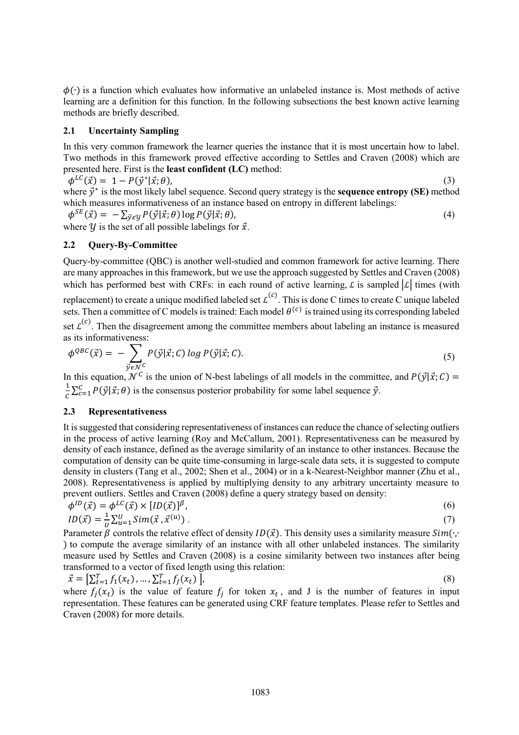$\phi(\cdot)$ is a function which evaluates how informative an unlabeled instance is. Most methods of active learning are a definition for this function. In the following subsections the best known active learning methods are briefly described.

### 2.1 Uncertainty Sampling

In this very common framework the learner queries the instance that it is most uncertain how to label. Two methods in this framework proved effective according to Settles and Craven (2008) which are presented here. First is the **least confident (LC)** method:

$$\phi^{LC}(\vec{x}) = 1 - P(\vec{y}^*|\vec{x};\theta), \tag{3}$$

where $\vec{y}^*$ is the most likely label sequence. Second query strategy is the **sequence entropy (SE)** method which measures informativeness of an instance based on entropy in different labelings:

$$\phi^{SE}(\vec{x}) = -\sum_{\vec{y}\in\mathcal{Y}} P(\vec{y}|\vec{x};\theta)\log P(\vec{y}|\vec{x};\theta), \tag{4}$$

where $\mathcal{Y}$ is the set of all possible labelings for $\vec{x}$.

### 2.2 Query-By-Committee

Query-by-committee (QBC) is another well-studied and common framework for active learning. There are many approaches in this framework, but we use the approach suggested by Settles and Craven (2008) which has performed best with CRFs: in each round of active learning, $\mathcal{L}$ is sampled $|\mathcal{L}|$ times (with replacement) to create a unique modified labeled set $\mathcal{L}^{(c)}$. This is done C times to create C unique labeled sets. Then a committee of C models is trained: Each model $\theta^{(c)}$ is trained using its corresponding labeled set $\mathcal{L}^{(c)}$. Then the disagreement among the committee members about labeling an instance is measured as its informativeness:

$$\phi^{QBC}(\vec{x}) = -\sum_{\vec{y}\in\mathcal{N}^C} P(\vec{y}|\vec{x};C)\,log\,P(\vec{y}|\vec{x};C). \tag{5}$$

In this equation, $\mathcal{N}^C$ is the union of N-best labelings of all models in the committee, and $P(\vec{y}|\vec{x};C) = \frac{1}{C}\sum_{c=1}^{C} P(\vec{y}|\vec{x};\theta)$ is the consensus posterior probability for some label sequence $\vec{y}$.

### 2.3 Representativeness

It is suggested that considering representativeness of instances can reduce the chance of selecting outliers in the process of active learning (Roy and McCallum, 2001). Representativeness can be measured by density of each instance, defined as the average similarity of an instance to other instances. Because the computation of density can be quite time-consuming in large-scale data sets, it is suggested to compute density in clusters (Tang et al., 2002; Shen et al., 2004) or in a k-Nearest-Neighbor manner (Zhu et al., 2008). Representativeness is applied by multiplying density to any arbitrary uncertainty measure to prevent outliers. Settles and Craven (2008) define a query strategy based on density:

$$\phi^{ID}(\vec{x}) = \phi^{LC}(\vec{x}) \times [ID(\vec{x})]^{\beta}, \tag{6}$$

$$ID(\vec{x}) = \frac{1}{U}\sum_{u=1}^{U} Sim(\vec{x}, \vec{x}^{(u)})\,. \tag{7}$$

Parameter $\beta$ controls the relative effect of density $ID(\vec{x})$. This density uses a similarity measure $Sim(\cdot,\cdot)$ to compute the average similarity of an instance with all other unlabeled instances. The similarity measure used by Settles and Craven (2008) is a cosine similarity between two instances after being transformed to a vector of fixed length using this relation:

$$\vec{x} = \left[\sum_{t=1}^{T} f_1(x_t), \ldots, \sum_{t=1}^{T} f_J(x_t)\right], \tag{8}$$

where $f_j(x_t)$ is the value of feature $f_j$ for token $x_t$, and J is the number of features in input representation. These features can be generated using CRF feature templates. Please refer to Settles and Craven (2008) for more details.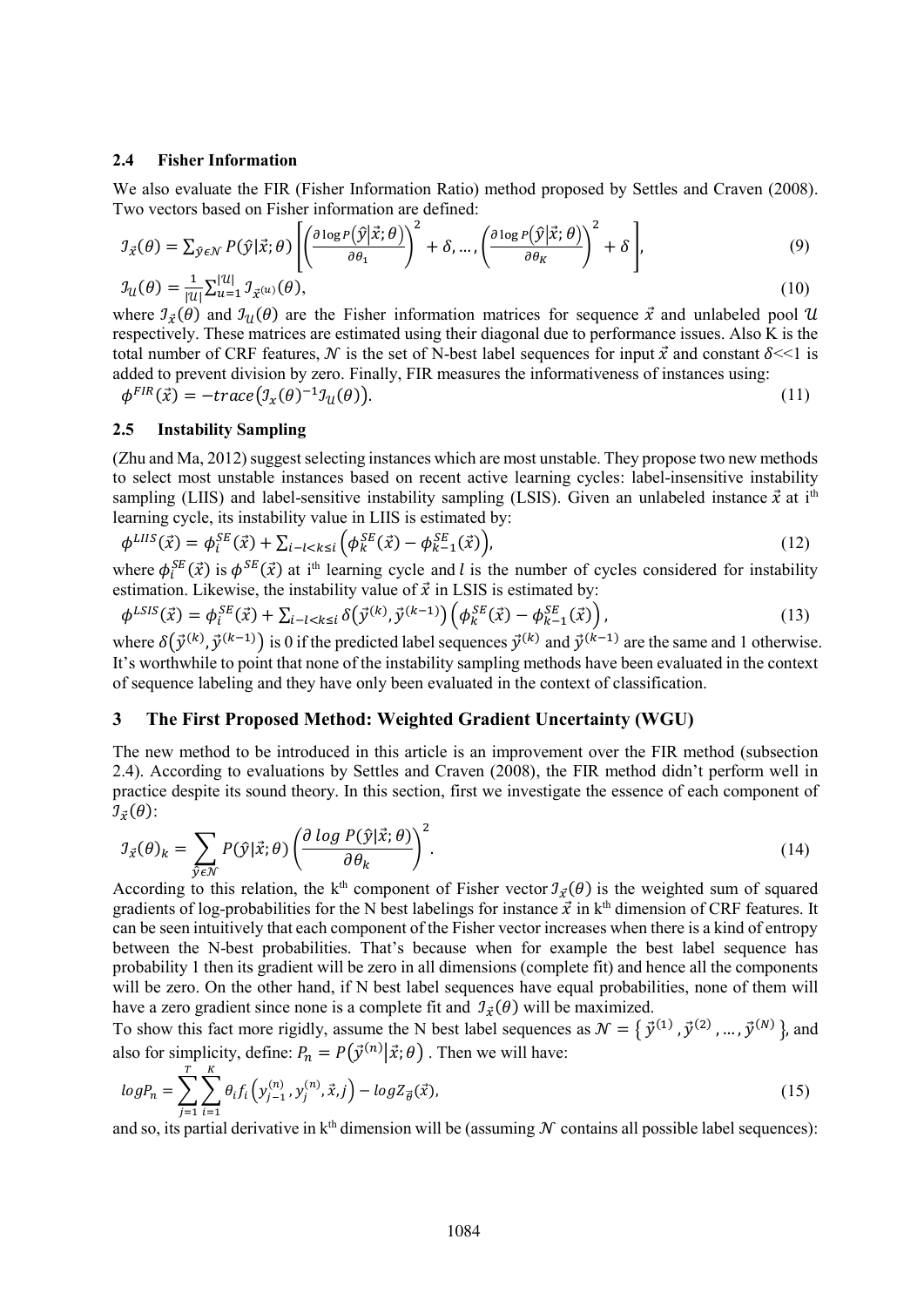### 2.4 Fisher Information

We also evaluate the FIR (Fisher Information Ratio) method proposed by Settles and Craven (2008). Two vectors based on Fisher information are defined:

$$\mathcal{I}_{\vec{x}}(\theta) = \sum_{\hat{y} \in \mathcal{N}} P(\hat{y}|\vec{x};\theta) \left[ \left( \frac{\partial \log P(\hat{y}|\vec{x};\theta)}{\partial \theta_1} \right)^2 + \delta, \ldots, \left( \frac{\partial \log P(\hat{y}|\vec{x};\theta)}{\partial \theta_K} \right)^2 + \delta \right], \tag{9}$$

$$\mathcal{I}_{\mathcal{U}}(\theta) = \frac{1}{|\mathcal{U}|} \sum_{u=1}^{|\mathcal{U}|} \mathcal{I}_{\vec{x}^{(u)}}(\theta), \tag{10}$$

where $\mathcal{I}_{\vec{x}}(\theta)$ and $\mathcal{I}_{\mathcal{U}}(\theta)$ are the Fisher information matrices for sequence $\vec{x}$ and unlabeled pool $\mathcal{U}$ respectively. These matrices are estimated using their diagonal due to performance issues. Also K is the total number of CRF features, $\mathcal{N}$ is the set of N-best label sequences for input $\vec{x}$ and constant $\delta \ll 1$ is added to prevent division by zero. Finally, FIR measures the informativeness of instances using:

$$\phi^{FIR}(\vec{x}) = -trace\left(\mathcal{I}_x(\theta)^{-1} \mathcal{I}_{\mathcal{U}}(\theta)\right). \tag{11}$$

### 2.5 Instability Sampling

(Zhu and Ma, 2012) suggest selecting instances which are most unstable. They propose two new methods to select most unstable instances based on recent active learning cycles: label-insensitive instability sampling (LIIS) and label-sensitive instability sampling (LSIS). Given an unlabeled instance $\vec{x}$ at $i^{th}$ learning cycle, its instability value in LIIS is estimated by:

$$\phi^{LIIS}(\vec{x}) = \phi_i^{SE}(\vec{x}) + \sum_{i-l<k\leq i} \left( \phi_k^{SE}(\vec{x}) - \phi_{k-1}^{SE}(\vec{x}) \right), \tag{12}$$

where $\phi_i^{SE}(\vec{x})$ is $\phi^{SE}(\vec{x})$ at $i^{th}$ learning cycle and $l$ is the number of cycles considered for instability estimation. Likewise, the instability value of $\vec{x}$ in LSIS is estimated by:

$$\phi^{LSIS}(\vec{x}) = \phi_i^{SE}(\vec{x}) + \sum_{i-l<k\leq i} \delta\left(\vec{y}^{(k)}, \vec{y}^{(k-1)}\right) \left( \phi_k^{SE}(\vec{x}) - \phi_{k-1}^{SE}(\vec{x}) \right), \tag{13}$$

where $\delta\left(\vec{y}^{(k)}, \vec{y}^{(k-1)}\right)$ is 0 if the predicted label sequences $\vec{y}^{(k)}$ and $\vec{y}^{(k-1)}$ are the same and 1 otherwise. It's worthwhile to point that none of the instability sampling methods have been evaluated in the context of sequence labeling and they have only been evaluated in the context of classification.

## 3 The First Proposed Method: Weighted Gradient Uncertainty (WGU)

The new method to be introduced in this article is an improvement over the FIR method (subsection 2.4). According to evaluations by Settles and Craven (2008), the FIR method didn't perform well in practice despite its sound theory. In this section, first we investigate the essence of each component of $\mathcal{I}_{\vec{x}}(\theta)$:

$$\mathcal{I}_{\vec{x}}(\theta)_k = \sum_{\hat{y} \in \mathcal{N}} P(\hat{y}|\vec{x};\theta) \left( \frac{\partial \log P(\hat{y}|\vec{x};\theta)}{\partial \theta_k} \right)^2. \tag{14}$$

According to this relation, the $k^{th}$ component of Fisher vector $\mathcal{I}_{\vec{x}}(\theta)$ is the weighted sum of squared gradients of log-probabilities for the N best labelings for instance $\vec{x}$ in $k^{th}$ dimension of CRF features. It can be seen intuitively that each component of the Fisher vector increases when there is a kind of entropy between the N-best probabilities. That's because when for example the best label sequence has probability 1 then its gradient will be zero in all dimensions (complete fit) and hence all the components will be zero. On the other hand, if N best label sequences have equal probabilities, none of them will have a zero gradient since none is a complete fit and $\mathcal{I}_{\vec{x}}(\theta)$ will be maximized.

To show this fact more rigidly, assume the N best label sequences as $\mathcal{N} = \{\vec{y}^{(1)}, \vec{y}^{(2)}, \ldots, \vec{y}^{(N)}\}$, and also for simplicity, define: $P_n = P(\vec{y}^{(n)}|\vec{x};\theta)$ . Then we will have:

$$logP_n = \sum_{j=1}^{T} \sum_{i=1}^{K} \theta_i f_i\left(y_{j-1}^{(n)}, y_j^{(n)}, \vec{x}, j\right) - logZ_{\vec{\theta}}(\vec{x}), \tag{15}$$

and so, its partial derivative in $k^{th}$ dimension will be (assuming $\mathcal{N}$ contains all possible label sequences):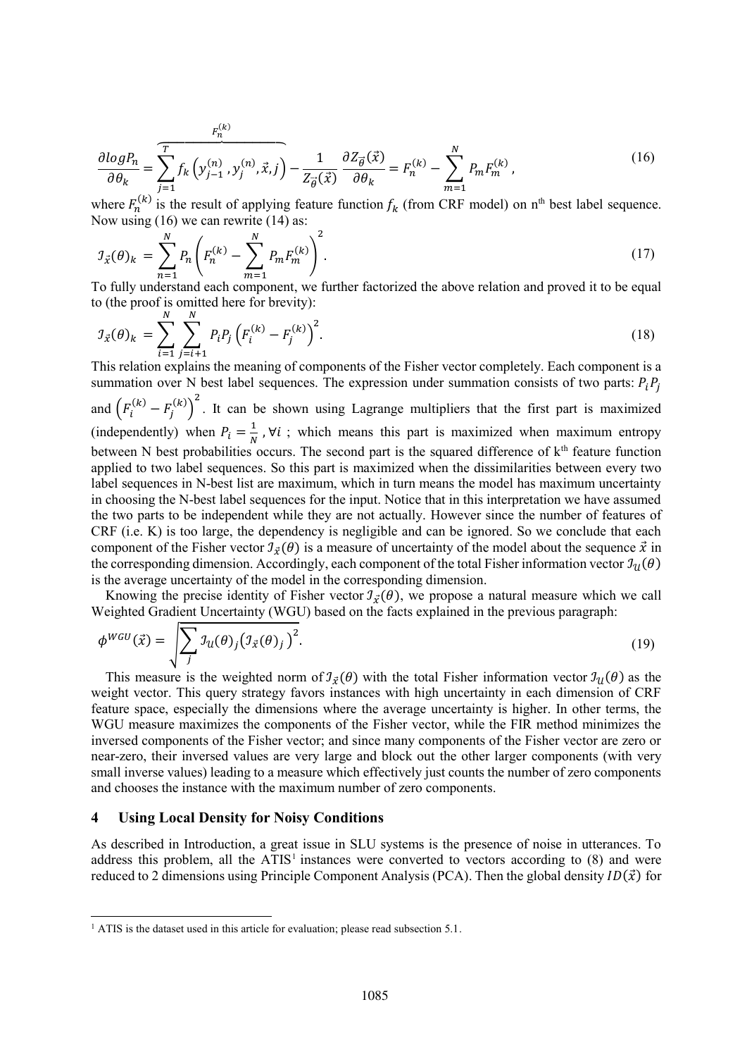$$\frac{\partial log P_n}{\partial \theta_k} = \overbrace{\sum_{j=1}^{T} f_k\left(y_{j-1}^{(n)}, y_j^{(n)}, \vec{x}, j\right)}^{F_n^{(k)}} - \frac{1}{Z_{\vec{\theta}}(\vec{x})} \frac{\partial Z_{\vec{\theta}}(\vec{x})}{\partial \theta_k} = F_n^{(k)} - \sum_{m=1}^{N} P_m F_m^{(k)}, \tag{16}$$

where $F_n^{(k)}$ is the result of applying feature function $f_k$ (from CRF model) on n[th] best label sequence. Now using (16) we can rewrite (14) as:

$$\mathcal{I}_{\vec{x}}(\theta)_k = \sum_{n=1}^{N} P_n \left( F_n^{(k)} - \sum_{m=1}^{N} P_m F_m^{(k)} \right)^2. \tag{17}$$

To fully understand each component, we further factorized the above relation and proved it to be equal to (the proof is omitted here for brevity):

$$\mathcal{I}_{\vec{x}}(\theta)_k = \sum_{i=1}^{N} \sum_{j=i+1}^{N} P_i P_j \left( F_i^{(k)} - F_j^{(k)} \right)^2. \tag{18}$$

This relation explains the meaning of components of the Fisher vector completely. Each component is a summation over N best label sequences. The expression under summation consists of two parts: $P_i P_j$ and $\left(F_i^{(k)} - F_j^{(k)}\right)^2$. It can be shown using Lagrange multipliers that the first part is maximized (independently) when $P_i = \frac{1}{N}, \forall i$ ; which means this part is maximized when maximum entropy between N best probabilities occurs. The second part is the squared difference of k[th] feature function applied to two label sequences. So this part is maximized when the dissimilarities between every two label sequences in N-best list are maximum, which in turn means the model has maximum uncertainty in choosing the N-best label sequences for the input. Notice that in this interpretation we have assumed the two parts to be independent while they are not actually. However since the number of features of CRF (i.e. K) is too large, the dependency is negligible and can be ignored. So we conclude that each component of the Fisher vector $\mathcal{I}_{\vec{x}}(\theta)$ is a measure of uncertainty of the model about the sequence $\vec{x}$ in the corresponding dimension. Accordingly, each component of the total Fisher information vector $\mathcal{I}_{\mathcal{U}}(\theta)$ is the average uncertainty of the model in the corresponding dimension.

Knowing the precise identity of Fisher vector $\mathcal{I}_{\vec{x}}(\theta)$, we propose a natural measure which we call Weighted Gradient Uncertainty (WGU) based on the facts explained in the previous paragraph:

$$\phi^{WGU}(\vec{x}) = \sqrt{\sum_j \mathcal{I}_{\mathcal{U}}(\theta)_j \left(\mathcal{I}_{\vec{x}}(\theta)_j\right)^2}. \tag{19}$$

This measure is the weighted norm of $\mathcal{I}_{\vec{x}}(\theta)$ with the total Fisher information vector $\mathcal{I}_{\mathcal{U}}(\theta)$ as the weight vector. This query strategy favors instances with high uncertainty in each dimension of CRF feature space, especially the dimensions where the average uncertainty is higher. In other terms, the WGU measure maximizes the components of the Fisher vector, while the FIR method minimizes the inversed components of the Fisher vector; and since many components of the Fisher vector are zero or near-zero, their inversed values are very large and block out the other larger components (with very small inverse values) leading to a measure which effectively just counts the number of zero components and chooses the instance with the maximum number of zero components.

## 4 Using Local Density for Noisy Conditions

As described in Introduction, a great issue in SLU systems is the presence of noise in utterances. To address this problem, all the ATIS[1] instances were converted to vectors according to (8) and were reduced to 2 dimensions using Principle Component Analysis (PCA). Then the global density $ID(\vec{x})$ for

[1] ATIS is the dataset used in this article for evaluation; please read subsection 5.1.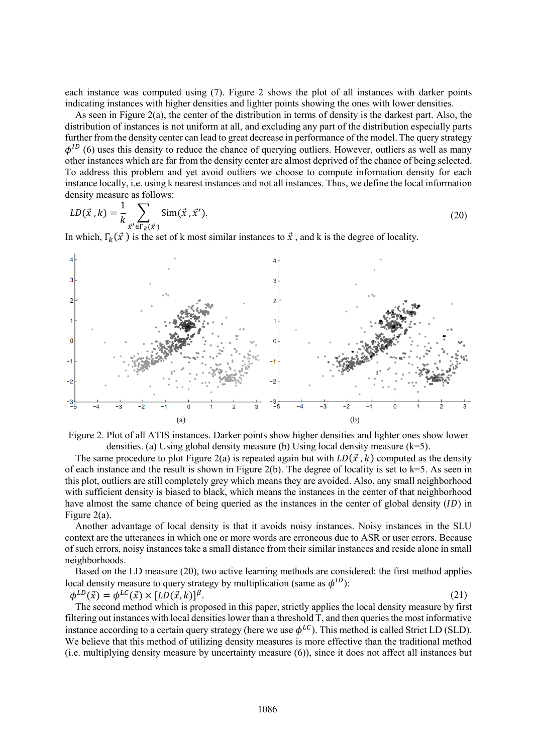each instance was computed using (7). Figure 2 shows the plot of all instances with darker points indicating instances with higher densities and lighter points showing the ones with lower densities.

As seen in Figure 2(a), the center of the distribution in terms of density is the darkest part. Also, the distribution of instances is not uniform at all, and excluding any part of the distribution especially parts further from the density center can lead to great decrease in performance of the model. The query strategy $\phi^{ID}$ (6) uses this density to reduce the chance of querying outliers. However, outliers as well as many other instances which are far from the density center are almost deprived of the chance of being selected. To address this problem and yet avoid outliers we choose to compute information density for each instance locally, i.e. using k nearest instances and not all instances. Thus, we define the local information density measure as follows:

$$LD(\vec{x}, k) = \frac{1}{k} \sum_{\vec{x}' \in \Gamma_k(\vec{x})} \mathrm{Sim}(\vec{x}, \vec{x}'). \tag{20}$$

In which, $\Gamma_k(\vec{x})$ is the set of k most similar instances to $\vec{x}$, and k is the degree of locality.

(a) (b)

Figure 2. Plot of all ATIS instances. Darker points show higher densities and lighter ones show lower densities. (a) Using global density measure (b) Using local density measure (k=5).

The same procedure to plot Figure 2(a) is repeated again but with $LD(\vec{x}, k)$ computed as the density of each instance and the result is shown in Figure 2(b). The degree of locality is set to k=5. As seen in this plot, outliers are still completely grey which means they are avoided. Also, any small neighborhood with sufficient density is biased to black, which means the instances in the center of that neighborhood have almost the same chance of being queried as the instances in the center of global density ($ID$) in Figure 2(a).

Another advantage of local density is that it avoids noisy instances. Noisy instances in the SLU context are the utterances in which one or more words are erroneous due to ASR or user errors. Because of such errors, noisy instances take a small distance from their similar instances and reside alone in small neighborhoods.

Based on the LD measure (20), two active learning methods are considered: the first method applies local density measure to query strategy by multiplication (same as $\phi^{ID}$):

$$\phi^{LD}(\vec{x}) = \phi^{LC}(\vec{x}) \times [LD(\vec{x}, k)]^{\beta}. \tag{21}$$

The second method which is proposed in this paper, strictly applies the local density measure by first filtering out instances with local densities lower than a threshold T, and then queries the most informative instance according to a certain query strategy (here we use $\phi^{LC}$). This method is called Strict LD (SLD). We believe that this method of utilizing density measures is more effective than the traditional method (i.e. multiplying density measure by uncertainty measure (6)), since it does not affect all instances but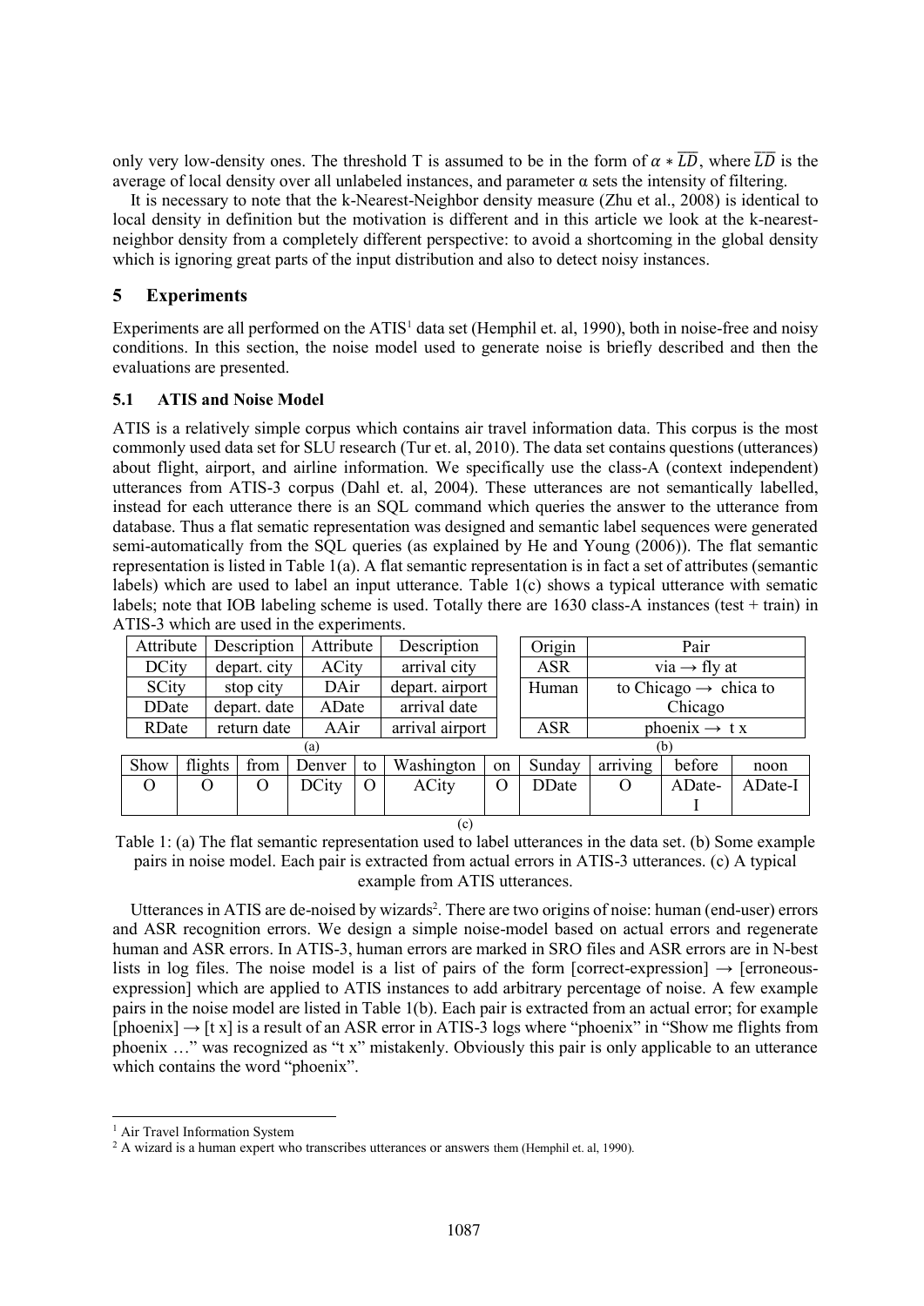only very low-density ones. The threshold T is assumed to be in the form of $\alpha * \overline{LD}$, where $\overline{LD}$ is the average of local density over all unlabeled instances, and parameter α sets the intensity of filtering.

It is necessary to note that the k-Nearest-Neighbor density measure (Zhu et al., 2008) is identical to local density in definition but the motivation is different and in this article we look at the k-nearest-neighbor density from a completely different perspective: to avoid a shortcoming in the global density which is ignoring great parts of the input distribution and also to detect noisy instances.

## 5 Experiments

Experiments are all performed on the ATIS[1] data set (Hemphil et. al, 1990), both in noise-free and noisy conditions. In this section, the noise model used to generate noise is briefly described and then the evaluations are presented.

### 5.1 ATIS and Noise Model

ATIS is a relatively simple corpus which contains air travel information data. This corpus is the most commonly used data set for SLU research (Tur et. al, 2010). The data set contains questions (utterances) about flight, airport, and airline information. We specifically use the class-A (context independent) utterances from ATIS-3 corpus (Dahl et. al, 2004). These utterances are not semantically labelled, instead for each utterance there is an SQL command which queries the answer to the utterance from database. Thus a flat sematic representation was designed and semantic label sequences were generated semi-automatically from the SQL queries (as explained by He and Young (2006)). The flat semantic representation is listed in Table 1(a). A flat semantic representation is in fact a set of attributes (semantic labels) which are used to label an input utterance. Table 1(c) shows a typical utterance with sematic labels; note that IOB labeling scheme is used. Totally there are 1630 class-A instances (test + train) in ATIS-3 which are used in the experiments.

| Attribute | Description | Attribute | Description |
|---|---|---|---|
| DCity | depart. city | ACity | arrival city |
| SCity | stop city | DAir | depart. airport |
| DDate | depart. date | ADate | arrival date |
| RDate | return date | AAir | arrival airport |

(a)

| Origin | Pair |
|---|---|
| ASR | via → fly at |
| Human | to Chicago → chica to Chicago |
| ASR | phoenix → t x |

(b)

| Show | flights | from | Denver | to | Washington | on | Sunday | arriving | before | noon |
|---|---|---|---|---|---|---|---|---|---|---|
| O | O | O | DCity | O | ACity | O | DDate | O | ADate-I | ADate-I |

(c)

Table 1: (a) The flat semantic representation used to label utterances in the data set. (b) Some example pairs in noise model. Each pair is extracted from actual errors in ATIS-3 utterances. (c) A typical example from ATIS utterances.

Utterances in ATIS are de-noised by wizards[2]. There are two origins of noise: human (end-user) errors and ASR recognition errors. We design a simple noise-model based on actual errors and regenerate human and ASR errors. In ATIS-3, human errors are marked in SRO files and ASR errors are in N-best lists in log files. The noise model is a list of pairs of the form [correct-expression] → [erroneous-expression] which are applied to ATIS instances to add arbitrary percentage of noise. A few example pairs in the noise model are listed in Table 1(b). Each pair is extracted from an actual error; for example [phoenix] → [t x] is a result of an ASR error in ATIS-3 logs where "phoenix" in "Show me flights from phoenix …" was recognized as "t x" mistakenly. Obviously this pair is only applicable to an utterance which contains the word "phoenix".

[1] Air Travel Information System

[2] A wizard is a human expert who transcribes utterances or answers them (Hemphil et. al, 1990).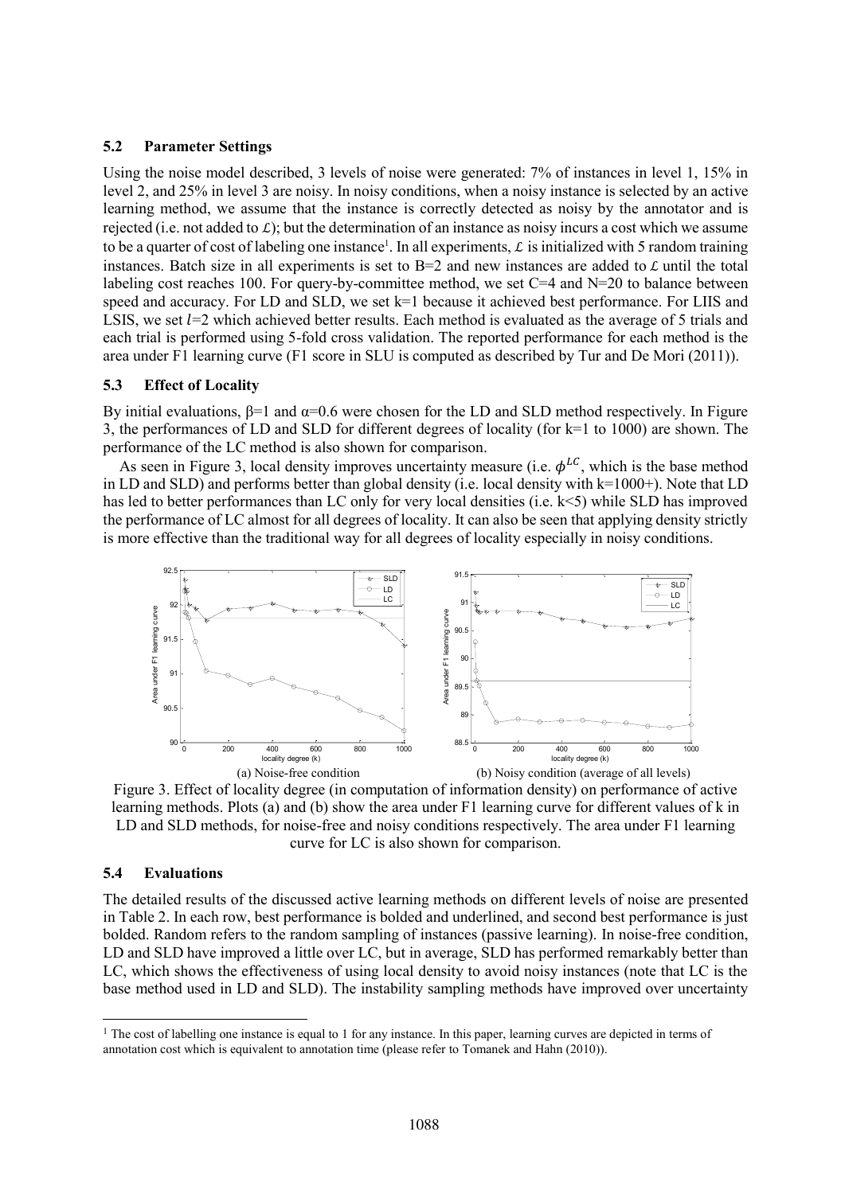### 5.2 Parameter Settings

Using the noise model described, 3 levels of noise were generated: 7% of instances in level 1, 15% in level 2, and 25% in level 3 are noisy. In noisy conditions, when a noisy instance is selected by an active learning method, we assume that the instance is correctly detected as noisy by the annotator and is rejected (i.e. not added to $\mathcal{L}$); but the determination of an instance as noisy incurs a cost which we assume to be a quarter of cost of labeling one instance[1]. In all experiments, $\mathcal{L}$ is initialized with 5 random training instances. Batch size in all experiments is set to B=2 and new instances are added to $\mathcal{L}$ until the total labeling cost reaches 100. For query-by-committee method, we set C=4 and N=20 to balance between speed and accuracy. For LD and SLD, we set k=1 because it achieved best performance. For LIIS and LSIS, we set $l$=2 which achieved better results. Each method is evaluated as the average of 5 trials and each trial is performed using 5-fold cross validation. The reported performance for each method is the area under F1 learning curve (F1 score in SLU is computed as described by Tur and De Mori (2011)).

### 5.3 Effect of Locality

By initial evaluations, β=1 and α=0.6 were chosen for the LD and SLD method respectively. In Figure 3, the performances of LD and SLD for different degrees of locality (for k=1 to 1000) are shown. The performance of the LC method is also shown for comparison.

As seen in Figure 3, local density improves uncertainty measure (i.e. $\phi^{LC}$, which is the base method in LD and SLD) and performs better than global density (i.e. local density with k=1000+). Note that LD has led to better performances than LC only for very local densities (i.e. k<5) while SLD has improved the performance of LC almost for all degrees of locality. It can also be seen that applying density strictly is more effective than the traditional way for all degrees of locality especially in noisy conditions.

(a) Noise-free condition (b) Noisy condition (average of all levels)

Figure 3. Effect of locality degree (in computation of information density) on performance of active learning methods. Plots (a) and (b) show the area under F1 learning curve for different values of k in LD and SLD methods, for noise-free and noisy conditions respectively. The area under F1 learning curve for LC is also shown for comparison.

### 5.4 Evaluations

The detailed results of the discussed active learning methods on different levels of noise are presented in Table 2. In each row, best performance is bolded and underlined, and second best performance is just bolded. Random refers to the random sampling of instances (passive learning). In noise-free condition, LD and SLD have improved a little over LC, but in average, SLD has performed remarkably better than LC, which shows the effectiveness of using local density to avoid noisy instances (note that LC is the base method used in LD and SLD). The instability sampling methods have improved over uncertainty

[1] The cost of labelling one instance is equal to 1 for any instance. In this paper, learning curves are depicted in terms of annotation cost which is equivalent to annotation time (please refer to Tomanek and Hahn (2010)).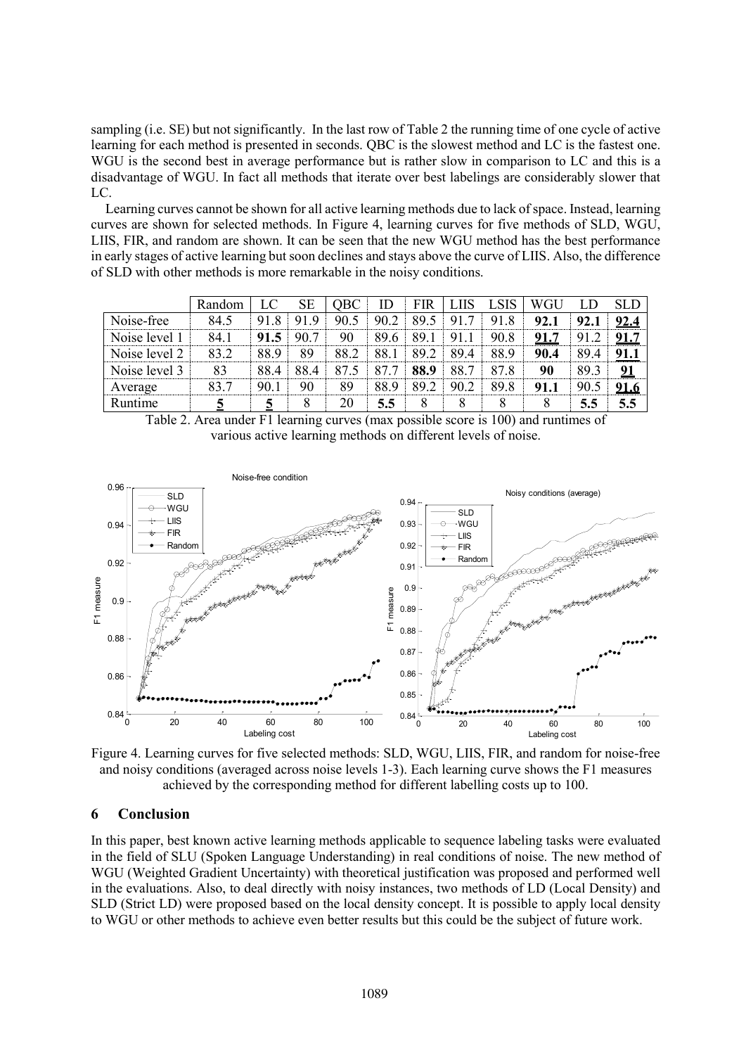sampling (i.e. SE) but not significantly. In the last row of Table 2 the running time of one cycle of active learning for each method is presented in seconds. QBC is the slowest method and LC is the fastest one. WGU is the second best in average performance but is rather slow in comparison to LC and this is a disadvantage of WGU. In fact all methods that iterate over best labelings are considerably slower that LC.

Learning curves cannot be shown for all active learning methods due to lack of space. Instead, learning curves are shown for selected methods. In Figure 4, learning curves for five methods of SLD, WGU, LIIS, FIR, and random are shown. It can be seen that the new WGU method has the best performance in early stages of active learning but soon declines and stays above the curve of LIIS. Also, the difference of SLD with other methods is more remarkable in the noisy conditions.

| | Random | LC | SE | QBC | ID | FIR | LIIS | LSIS | WGU | LD | SLD |
|---|---|---|---|---|---|---|---|---|---|---|---|
| Noise-free | 84.5 | 91.8 | 91.9 | 90.5 | 90.2 | 89.5 | 91.7 | 91.8 | **92.1** | **92.1** | **<u>92.4</u>** |
| Noise level 1 | 84.1 | **91.5** | 90.7 | 90 | 89.6 | 89.1 | 91.1 | 90.8 | **<u>91.7</u>** | 91.2 | **<u>91.7</u>** |
| Noise level 2 | 83.2 | 88.9 | 89 | 88.2 | 88.1 | 89.2 | 89.4 | 88.9 | **90.4** | 89.4 | **<u>91.1</u>** |
| Noise level 3 | 83 | 88.4 | 88.4 | 87.5 | 87.7 | **88.9** | 88.7 | 87.8 | **90** | 89.3 | **<u>91</u>** |
| Average | 83.7 | 90.1 | 90 | 89 | 88.9 | 89.2 | 90.2 | 89.8 | **91.1** | 90.5 | **<u>91.6</u>** |
| Runtime | **<u>5</u>** | **<u>5</u>** | 8 | 20 | **5.5** | 8 | 8 | 8 | 8 | **5.5** | **5.5** |

Table 2. Area under F1 learning curves (max possible score is 100) and runtimes of various active learning methods on different levels of noise.

Figure 4. Learning curves for five selected methods: SLD, WGU, LIIS, FIR, and random for noise-free and noisy conditions (averaged across noise levels 1-3). Each learning curve shows the F1 measures achieved by the corresponding method for different labelling costs up to 100.

## 6 Conclusion

In this paper, best known active learning methods applicable to sequence labeling tasks were evaluated in the field of SLU (Spoken Language Understanding) in real conditions of noise. The new method of WGU (Weighted Gradient Uncertainty) with theoretical justification was proposed and performed well in the evaluations. Also, to deal directly with noisy instances, two methods of LD (Local Density) and SLD (Strict LD) were proposed based on the local density concept. It is possible to apply local density to WGU or other methods to achieve even better results but this could be the subject of future work.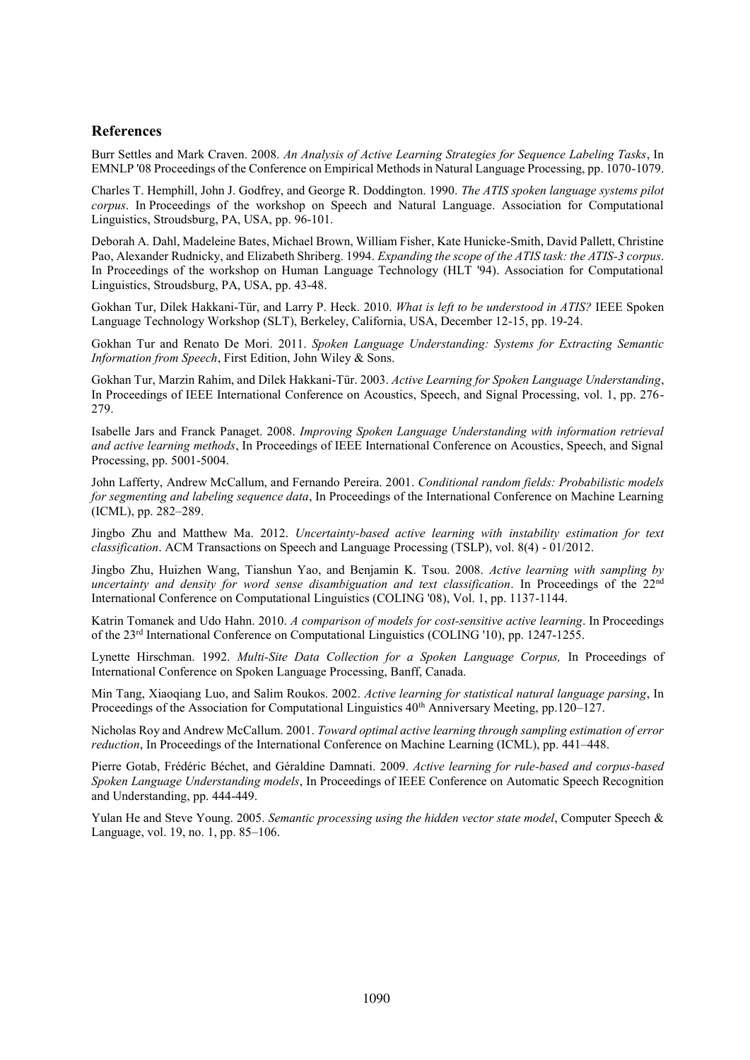## References

Burr Settles and Mark Craven. 2008. *An Analysis of Active Learning Strategies for Sequence Labeling Tasks*, In EMNLP '08 Proceedings of the Conference on Empirical Methods in Natural Language Processing, pp. 1070-1079.

Charles T. Hemphill, John J. Godfrey, and George R. Doddington. 1990. *The ATIS spoken language systems pilot corpus*. In Proceedings of the workshop on Speech and Natural Language. Association for Computational Linguistics, Stroudsburg, PA, USA, pp. 96-101.

Deborah A. Dahl, Madeleine Bates, Michael Brown, William Fisher, Kate Hunicke-Smith, David Pallett, Christine Pao, Alexander Rudnicky, and Elizabeth Shriberg. 1994. *Expanding the scope of the ATIS task: the ATIS-3 corpus*. In Proceedings of the workshop on Human Language Technology (HLT '94). Association for Computational Linguistics, Stroudsburg, PA, USA, pp. 43-48.

Gokhan Tur, Dilek Hakkani-Tür, and Larry P. Heck. 2010. *What is left to be understood in ATIS?* IEEE Spoken Language Technology Workshop (SLT), Berkeley, California, USA, December 12-15, pp. 19-24.

Gokhan Tur and Renato De Mori. 2011. *Spoken Language Understanding: Systems for Extracting Semantic Information from Speech*, First Edition, John Wiley & Sons.

Gokhan Tur, Marzin Rahim, and Dilek Hakkani-Tür. 2003. *Active Learning for Spoken Language Understanding*, In Proceedings of IEEE International Conference on Acoustics, Speech, and Signal Processing, vol. 1, pp. 276-279.

Isabelle Jars and Franck Panaget. 2008. *Improving Spoken Language Understanding with information retrieval and active learning methods*, In Proceedings of IEEE International Conference on Acoustics, Speech, and Signal Processing, pp. 5001-5004.

John Lafferty, Andrew McCallum, and Fernando Pereira. 2001. *Conditional random fields: Probabilistic models for segmenting and labeling sequence data*, In Proceedings of the International Conference on Machine Learning (ICML), pp. 282–289.

Jingbo Zhu and Matthew Ma. 2012. *Uncertainty-based active learning with instability estimation for text classification*. ACM Transactions on Speech and Language Processing (TSLP), vol. 8(4) - 01/2012.

Jingbo Zhu, Huizhen Wang, Tianshun Yao, and Benjamin K. Tsou. 2008. *Active learning with sampling by uncertainty and density for word sense disambiguation and text classification*. In Proceedings of the 22nd International Conference on Computational Linguistics (COLING '08), Vol. 1, pp. 1137-1144.

Katrin Tomanek and Udo Hahn. 2010. *A comparison of models for cost-sensitive active learning*. In Proceedings of the 23rd International Conference on Computational Linguistics (COLING '10), pp. 1247-1255.

Lynette Hirschman. 1992. *Multi-Site Data Collection for a Spoken Language Corpus,* In Proceedings of International Conference on Spoken Language Processing, Banff, Canada.

Min Tang, Xiaoqiang Luo, and Salim Roukos. 2002. *Active learning for statistical natural language parsing*, In Proceedings of the Association for Computational Linguistics 40th Anniversary Meeting, pp.120–127.

Nicholas Roy and Andrew McCallum. 2001. *Toward optimal active learning through sampling estimation of error reduction*, In Proceedings of the International Conference on Machine Learning (ICML), pp. 441–448.

Pierre Gotab, Frédéric Béchet, and Géraldine Damnati. 2009. *Active learning for rule-based and corpus-based Spoken Language Understanding models*, In Proceedings of IEEE Conference on Automatic Speech Recognition and Understanding, pp. 444-449.

Yulan He and Steve Young. 2005. *Semantic processing using the hidden vector state model*, Computer Speech & Language, vol. 19, no. 1, pp. 85–106.